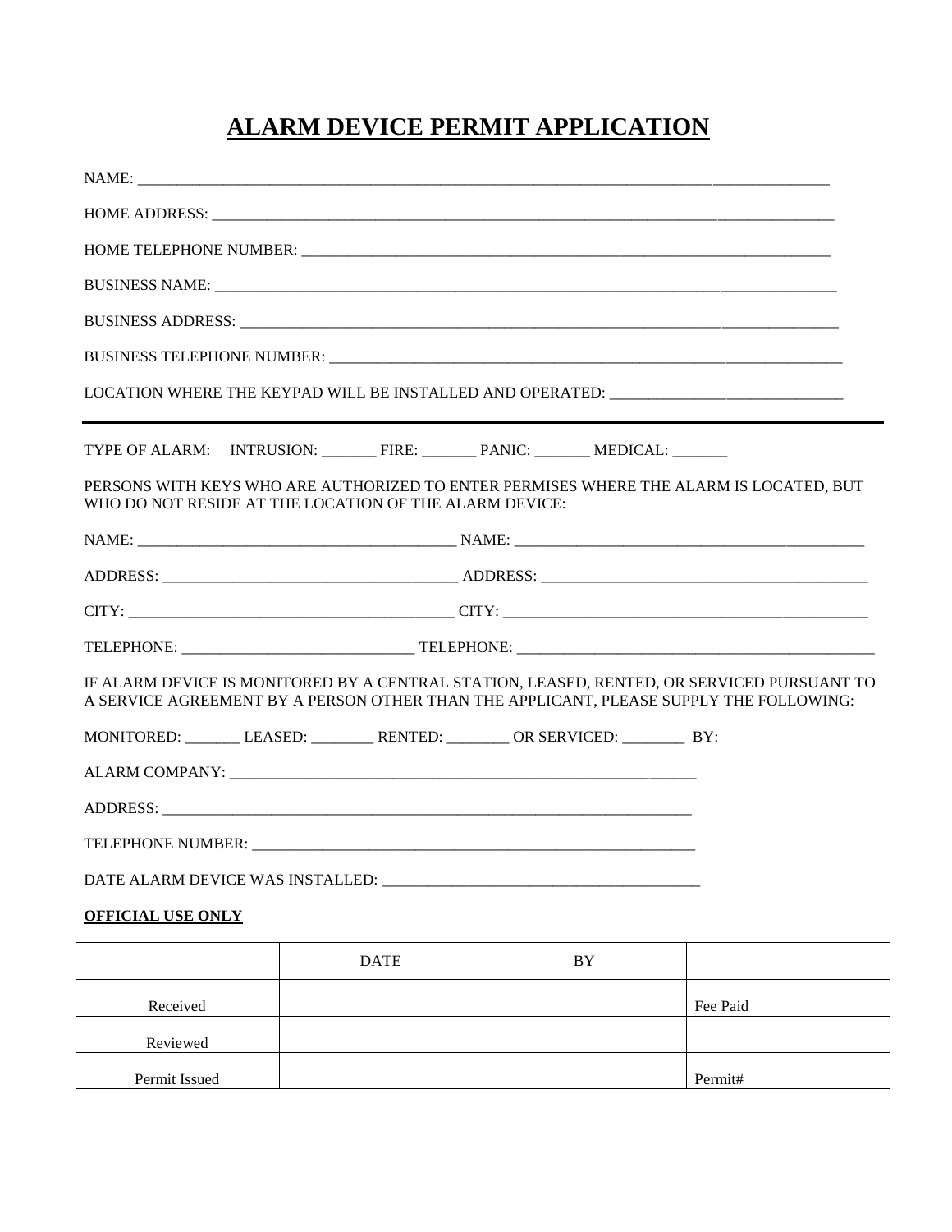# ALARM DEVICE PERMIT APPLICATION

NAME: ___________________________________________________________________________________________

HOME ADDRESS: ___________________________________________________________________________________

HOME TELEPHONE NUMBER: ________________________________________________________________________

BUSINESS NAME: __________________________________________________________________________________

BUSINESS ADDRESS: _______________________________________________________________________________

BUSINESS TELEPHONE NUMBER: _____________________________________________________________________

LOCATION WHERE THE KEYPAD WILL BE INSTALLED AND OPERATED: ______________________________

---

TYPE OF ALARM: INTRUSION: _______ FIRE: _______ PANIC: _______ MEDICAL: _______

PERSONS WITH KEYS WHO ARE AUTHORIZED TO ENTER PERMISES WHERE THE ALARM IS LOCATED, BUT WHO DO NOT RESIDE AT THE LOCATION OF THE ALARM DEVICE:

NAME: _________________________________________ NAME: _______________________________________________

ADDRESS: ______________________________________ ADDRESS: ____________________________________________

CITY: __________________________________________ CITY: ________________________________________________

TELEPHONE: ______________________________ TELEPHONE: _______________________________________________

IF ALARM DEVICE IS MONITORED BY A CENTRAL STATION, LEASED, RENTED, OR SERVICED PURSUANT TO A SERVICE AGREEMENT BY A PERSON OTHER THAN THE APPLICANT, PLEASE SUPPLY THE FOLLOWING:

MONITORED: _______ LEASED: ________ RENTED: ________ OR SERVICED: ________ BY:

ALARM COMPANY: ______________________________________________________________

ADDRESS: ________________________________________________________________________

TELEPHONE NUMBER: ___________________________________________________________

DATE ALARM DEVICE WAS INSTALLED: __________________________________________

**OFFICIAL USE ONLY**

| | DATE | BY | |
|---|---|---|---|
| Received | | | Fee Paid |
| Reviewed | | | |
| Permit Issued | | | Permit# |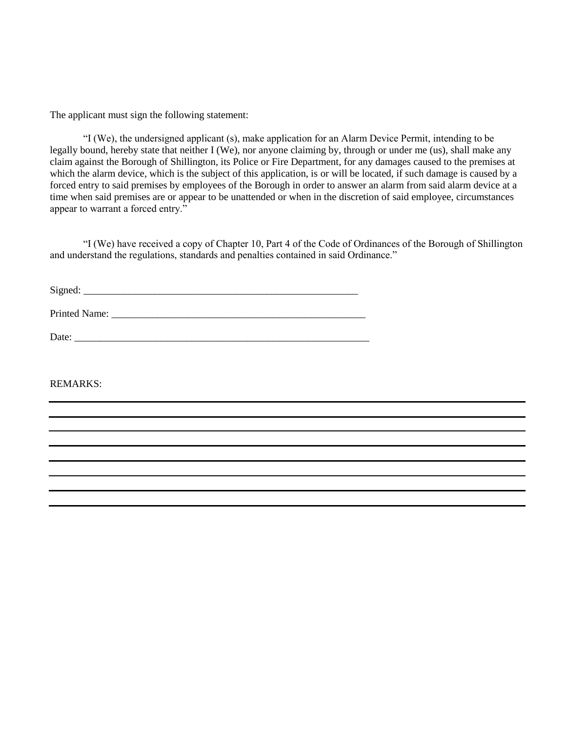The applicant must sign the following statement:

"I (We), the undersigned applicant (s), make application for an Alarm Device Permit, intending to be legally bound, hereby state that neither I (We), nor anyone claiming by, through or under me (us), shall make any claim against the Borough of Shillington, its Police or Fire Department, for any damages caused to the premises at which the alarm device, which is the subject of this application, is or will be located, if such damage is caused by a forced entry to said premises by employees of the Borough in order to answer an alarm from said alarm device at a time when said premises are or appear to be unattended or when in the discretion of said employee, circumstances appear to warrant a forced entry."

"I (We) have received a copy of Chapter 10, Part 4 of the Code of Ordinances of the Borough of Shillington and understand the regulations, standards and penalties contained in said Ordinance."

Signed: ________________________________________________________

Printed Name: ____________________________________________________

Date: ___________________________________________________________

REMARKS:

________________________________________________________________________________

________________________________________________________________________________

________________________________________________________________________________

________________________________________________________________________________

________________________________________________________________________________

________________________________________________________________________________

________________________________________________________________________________

________________________________________________________________________________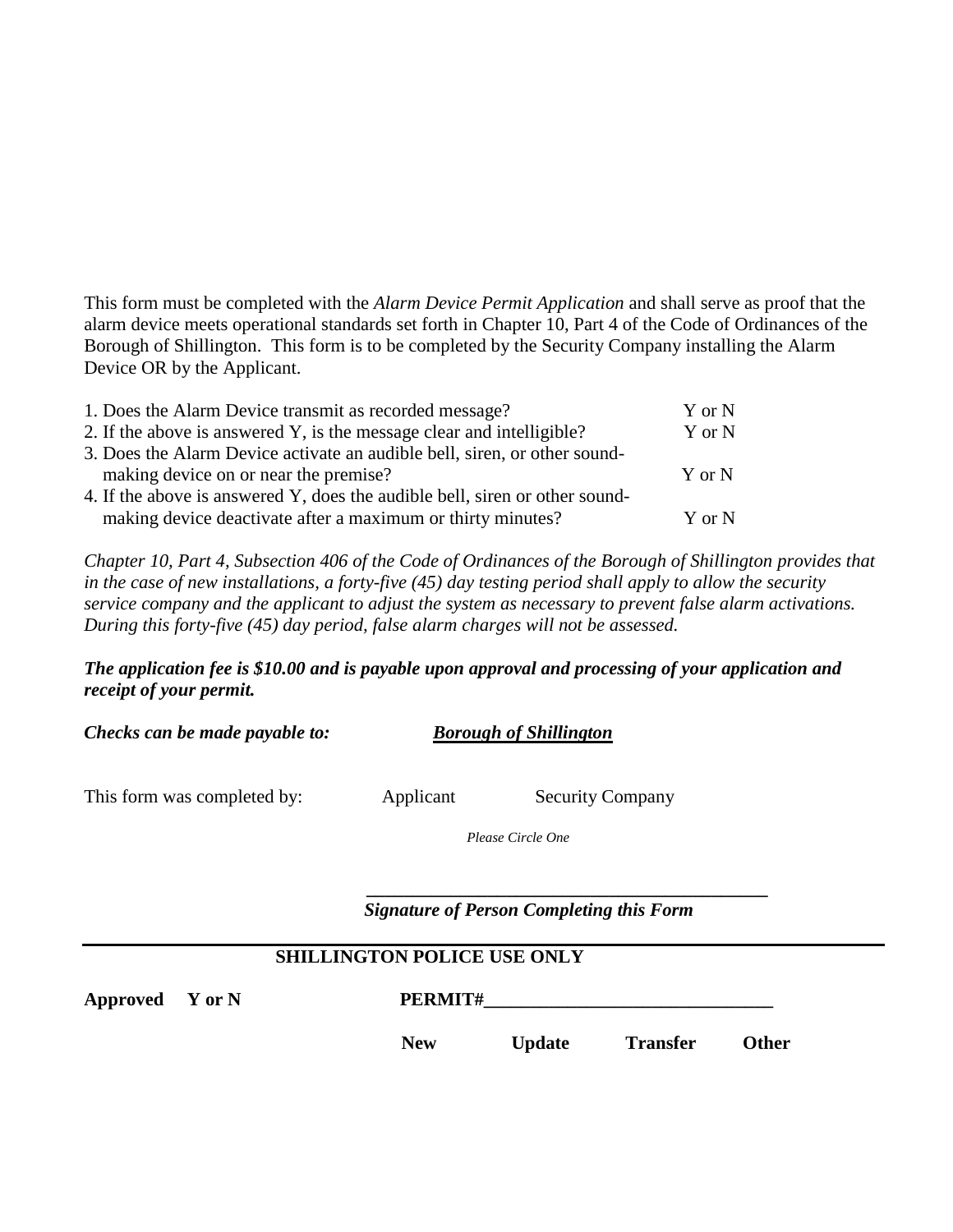This form must be completed with the *Alarm Device Permit Application* and shall serve as proof that the alarm device meets operational standards set forth in Chapter 10, Part 4 of the Code of Ordinances of the Borough of Shillington. This form is to be completed by the Security Company installing the Alarm Device OR by the Applicant.

| | |
|---|---|
| 1. Does the Alarm Device transmit as recorded message? | Y or N |
| 2. If the above is answered Y, is the message clear and intelligible? | Y or N |
| 3. Does the Alarm Device activate an audible bell, siren, or other sound-making device on or near the premise? | Y or N |
| 4. If the above is answered Y, does the audible bell, siren or other sound-making device deactivate after a maximum or thirty minutes? | Y or N |

*Chapter 10, Part 4, Subsection 406 of the Code of Ordinances of the Borough of Shillington provides that in the case of new installations, a forty-five (45) day testing period shall apply to allow the security service company and the applicant to adjust the system as necessary to prevent false alarm activations. During this forty-five (45) day period, false alarm charges will not be assessed.*

***The application fee is $10.00 and is payable upon approval and processing of your application and receipt of your permit.***

***Checks can be made payable to:*** ***Borough of Shillington***

This form was completed by: Applicant Security Company

*Please Circle One*

______________________________________________

***Signature of Person Completing this Form***

---

**SHILLINGTON POLICE USE ONLY**

**Approved Y or N** **PERMIT#**________________________________

**New** **Update** **Transfer** **Other**